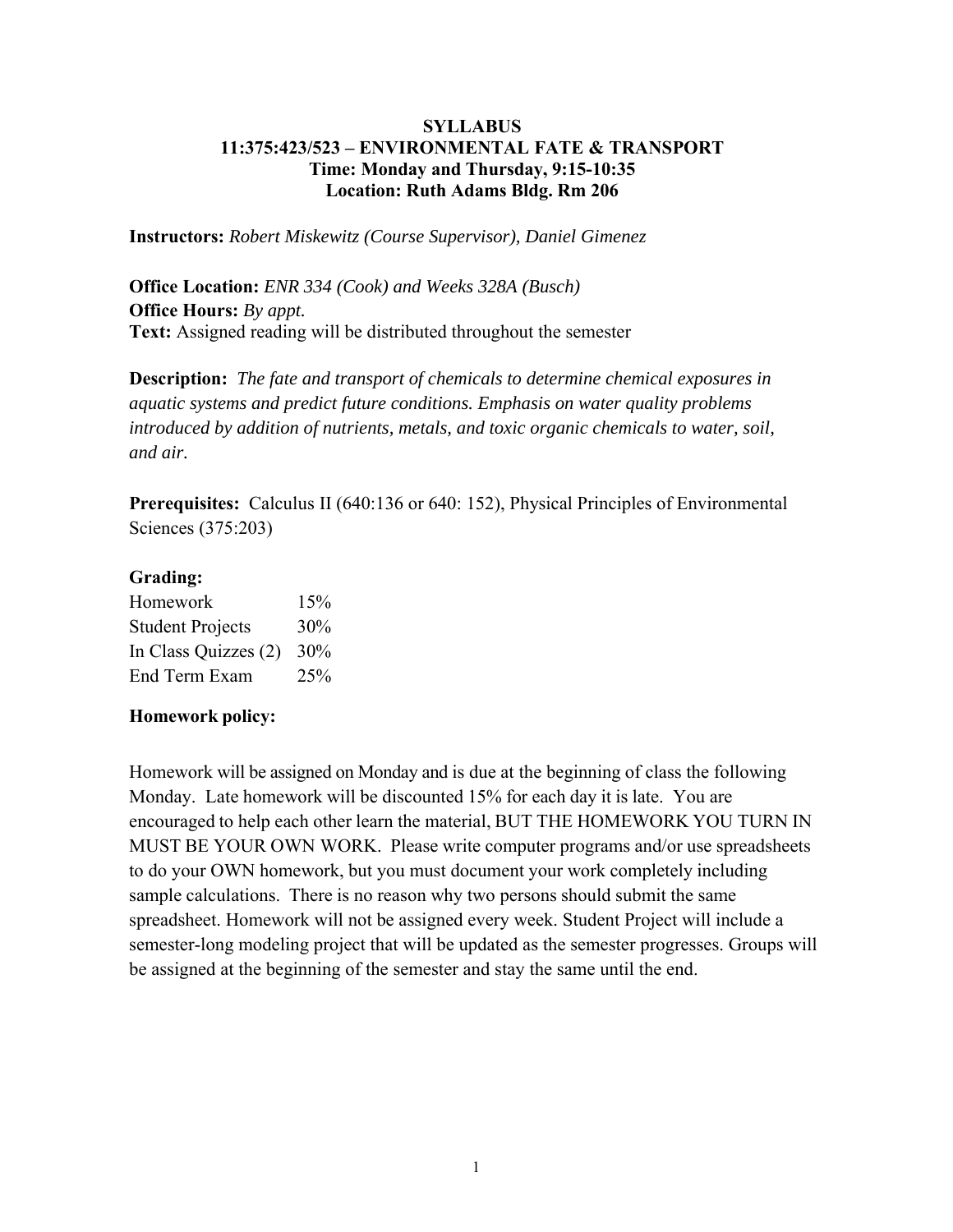# SYLLABUS
## 11:375:423/523 – ENVIRONMENTAL FATE & TRANSPORT
**Time: Monday and Thursday, 9:15-10:35**
**Location: Ruth Adams Bldg. Rm 206**

**Instructors:** *Robert Miskewitz (Course Supervisor), Daniel Gimenez*

**Office Location:** *ENR 334 (Cook) and Weeks 328A (Busch)*
**Office Hours:** *By appt.*
**Text:** Assigned reading will be distributed throughout the semester

**Description:** *The fate and transport of chemicals to determine chemical exposures in aquatic systems and predict future conditions. Emphasis on water quality problems introduced by addition of nutrients, metals, and toxic organic chemicals to water, soil, and air.*

**Prerequisites:** Calculus II (640:136 or 640: 152), Physical Principles of Environmental Sciences (375:203)

**Grading:**

| | |
|---|---|
| Homework | 15% |
| Student Projects | 30% |
| In Class Quizzes (2) | 30% |
| End Term Exam | 25% |

**Homework policy:**

Homework will be assigned on Monday and is due at the beginning of class the following Monday. Late homework will be discounted 15% for each day it is late. You are encouraged to help each other learn the material, BUT THE HOMEWORK YOU TURN IN MUST BE YOUR OWN WORK. Please write computer programs and/or use spreadsheets to do your OWN homework, but you must document your work completely including sample calculations. There is no reason why two persons should submit the same spreadsheet. Homework will not be assigned every week. Student Project will include a semester-long modeling project that will be updated as the semester progresses. Groups will be assigned at the beginning of the semester and stay the same until the end.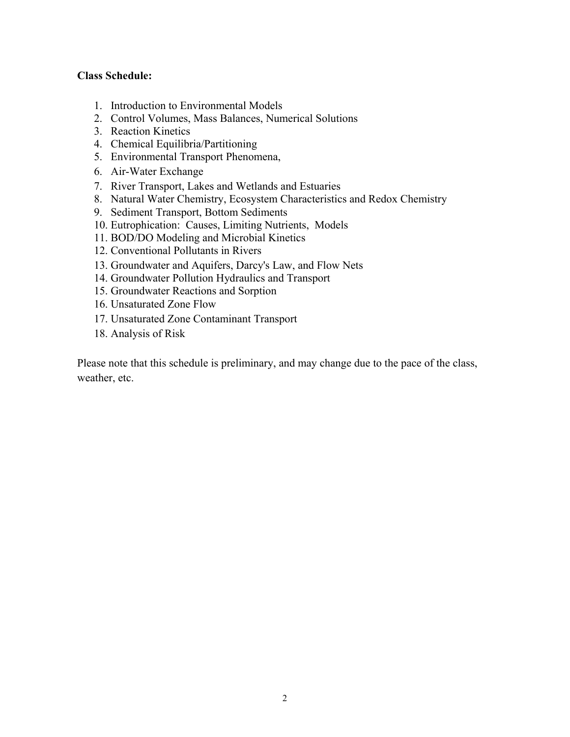**Class Schedule:**

1. Introduction to Environmental Models
2. Control Volumes, Mass Balances, Numerical Solutions
3. Reaction Kinetics
4. Chemical Equilibria/Partitioning
5. Environmental Transport Phenomena,
6. Air-Water Exchange
7. River Transport, Lakes and Wetlands and Estuaries
8. Natural Water Chemistry, Ecosystem Characteristics and Redox Chemistry
9. Sediment Transport, Bottom Sediments
10. Eutrophication: Causes, Limiting Nutrients, Models
11. BOD/DO Modeling and Microbial Kinetics
12. Conventional Pollutants in Rivers
13. Groundwater and Aquifers, Darcy's Law, and Flow Nets
14. Groundwater Pollution Hydraulics and Transport
15. Groundwater Reactions and Sorption
16. Unsaturated Zone Flow
17. Unsaturated Zone Contaminant Transport
18. Analysis of Risk

Please note that this schedule is preliminary, and may change due to the pace of the class, weather, etc.